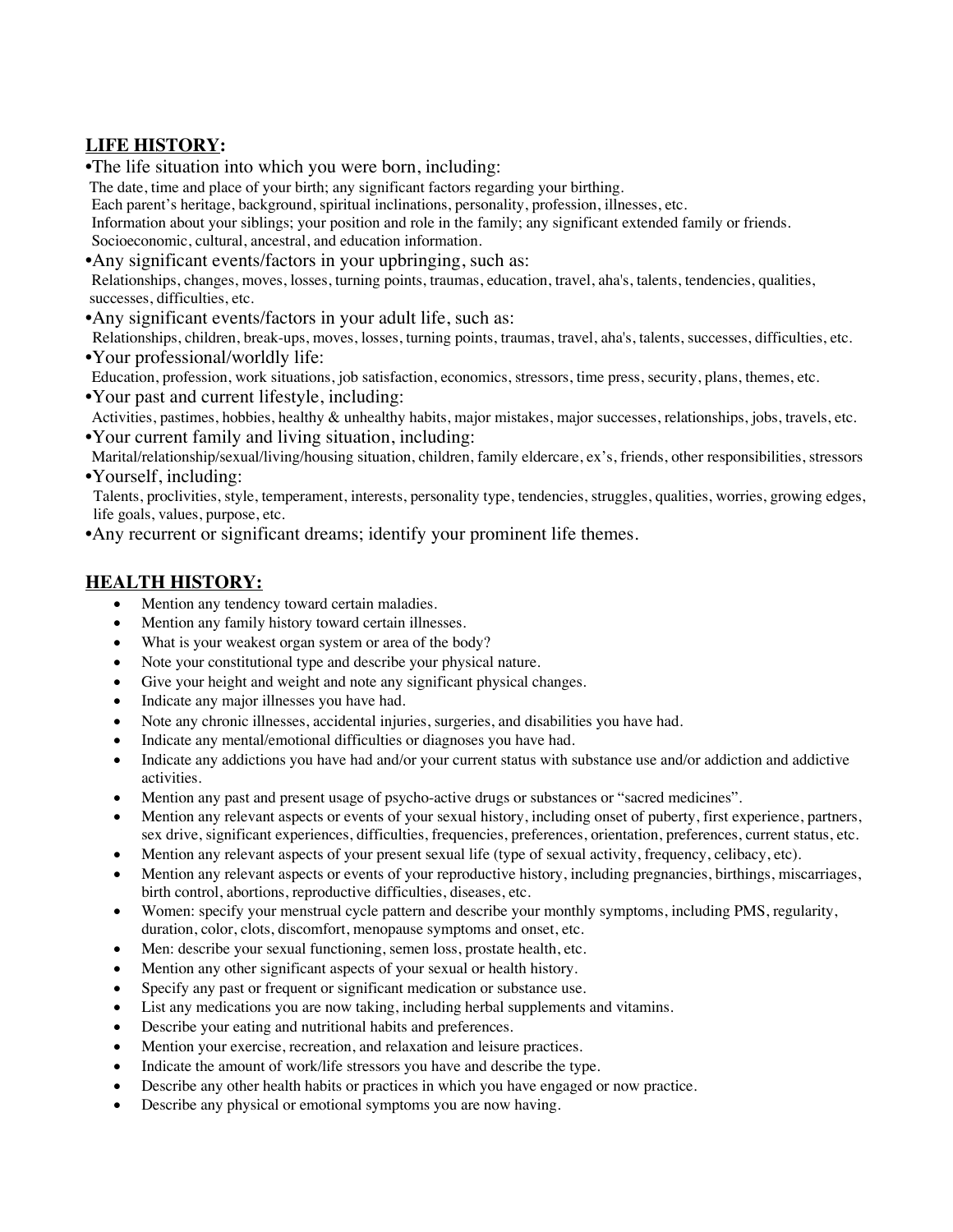## **LIFE HISTORY:**

•The life situation into which you were born, including:
The date, time and place of your birth; any significant factors regarding your birthing.
Each parent's heritage, background, spiritual inclinations, personality, profession, illnesses, etc.
Information about your siblings; your position and role in the family; any significant extended family or friends.
Socioeconomic, cultural, ancestral, and education information.

•Any significant events/factors in your upbringing, such as:
Relationships, changes, moves, losses, turning points, traumas, education, travel, aha's, talents, tendencies, qualities, successes, difficulties, etc.

•Any significant events/factors in your adult life, such as:
Relationships, children, break-ups, moves, losses, turning points, traumas, travel, aha's, talents, successes, difficulties, etc.

•Your professional/worldly life:
Education, profession, work situations, job satisfaction, economics, stressors, time press, security, plans, themes, etc.

•Your past and current lifestyle, including:
Activities, pastimes, hobbies, healthy & unhealthy habits, major mistakes, major successes, relationships, jobs, travels, etc.

•Your current family and living situation, including:
Marital/relationship/sexual/living/housing situation, children, family eldercare, ex's, friends, other responsibilities, stressors

•Yourself, including:
Talents, proclivities, style, temperament, interests, personality type, tendencies, struggles, qualities, worries, growing edges, life goals, values, purpose, etc.

•Any recurrent or significant dreams; identify your prominent life themes.

## **HEALTH HISTORY:**

- Mention any tendency toward certain maladies.
- Mention any family history toward certain illnesses.
- What is your weakest organ system or area of the body?
- Note your constitutional type and describe your physical nature.
- Give your height and weight and note any significant physical changes.
- Indicate any major illnesses you have had.
- Note any chronic illnesses, accidental injuries, surgeries, and disabilities you have had.
- Indicate any mental/emotional difficulties or diagnoses you have had.
- Indicate any addictions you have had and/or your current status with substance use and/or addiction and addictive activities.
- Mention any past and present usage of psycho-active drugs or substances or "sacred medicines".
- Mention any relevant aspects or events of your sexual history, including onset of puberty, first experience, partners, sex drive, significant experiences, difficulties, frequencies, preferences, orientation, preferences, current status, etc.
- Mention any relevant aspects of your present sexual life (type of sexual activity, frequency, celibacy, etc).
- Mention any relevant aspects or events of your reproductive history, including pregnancies, birthings, miscarriages, birth control, abortions, reproductive difficulties, diseases, etc.
- Women: specify your menstrual cycle pattern and describe your monthly symptoms, including PMS, regularity, duration, color, clots, discomfort, menopause symptoms and onset, etc.
- Men: describe your sexual functioning, semen loss, prostate health, etc.
- Mention any other significant aspects of your sexual or health history.
- Specify any past or frequent or significant medication or substance use.
- List any medications you are now taking, including herbal supplements and vitamins.
- Describe your eating and nutritional habits and preferences.
- Mention your exercise, recreation, and relaxation and leisure practices.
- Indicate the amount of work/life stressors you have and describe the type.
- Describe any other health habits or practices in which you have engaged or now practice.
- Describe any physical or emotional symptoms you are now having.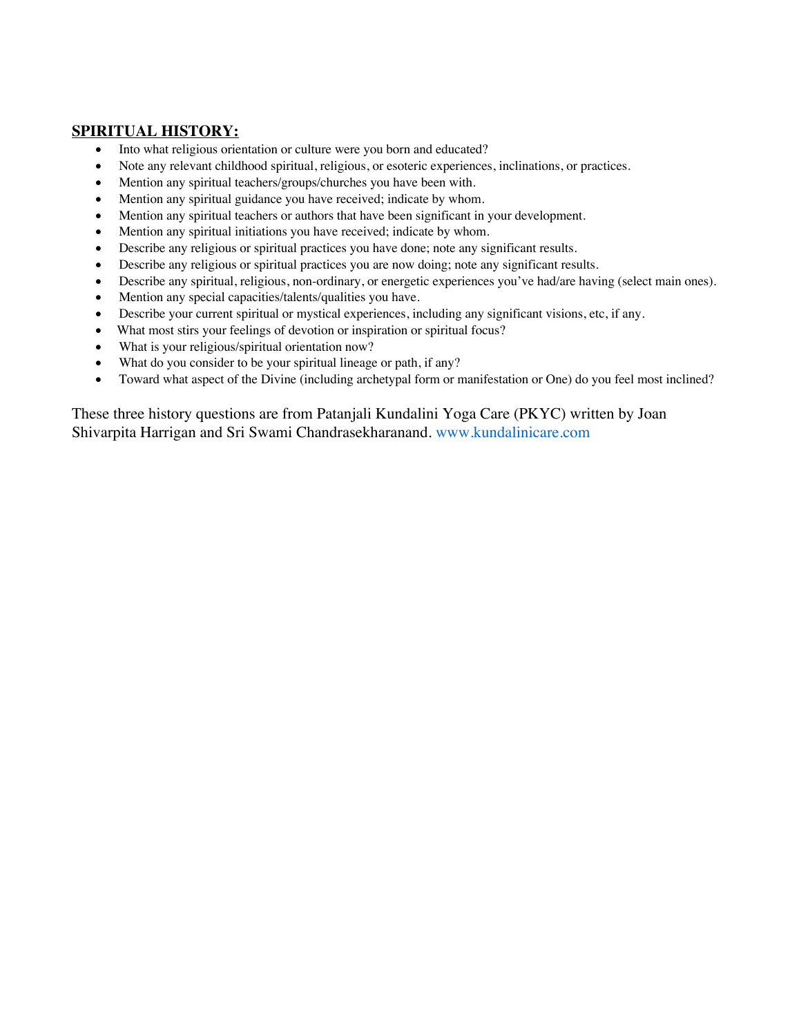## SPIRITUAL HISTORY:

- Into what religious orientation or culture were you born and educated?
- Note any relevant childhood spiritual, religious, or esoteric experiences, inclinations, or practices.
- Mention any spiritual teachers/groups/churches you have been with.
- Mention any spiritual guidance you have received; indicate by whom.
- Mention any spiritual teachers or authors that have been significant in your development.
- Mention any spiritual initiations you have received; indicate by whom.
- Describe any religious or spiritual practices you have done; note any significant results.
- Describe any religious or spiritual practices you are now doing; note any significant results.
- Describe any spiritual, religious, non-ordinary, or energetic experiences you've had/are having (select main ones).
- Mention any special capacities/talents/qualities you have.
- Describe your current spiritual or mystical experiences, including any significant visions, etc, if any.
- What most stirs your feelings of devotion or inspiration or spiritual focus?
- What is your religious/spiritual orientation now?
- What do you consider to be your spiritual lineage or path, if any?
- Toward what aspect of the Divine (including archetypal form or manifestation or One) do you feel most inclined?

These three history questions are from Patanjali Kundalini Yoga Care (PKYC) written by Joan Shivarpita Harrigan and Sri Swami Chandrasekharanand. www.kundalinicare.com